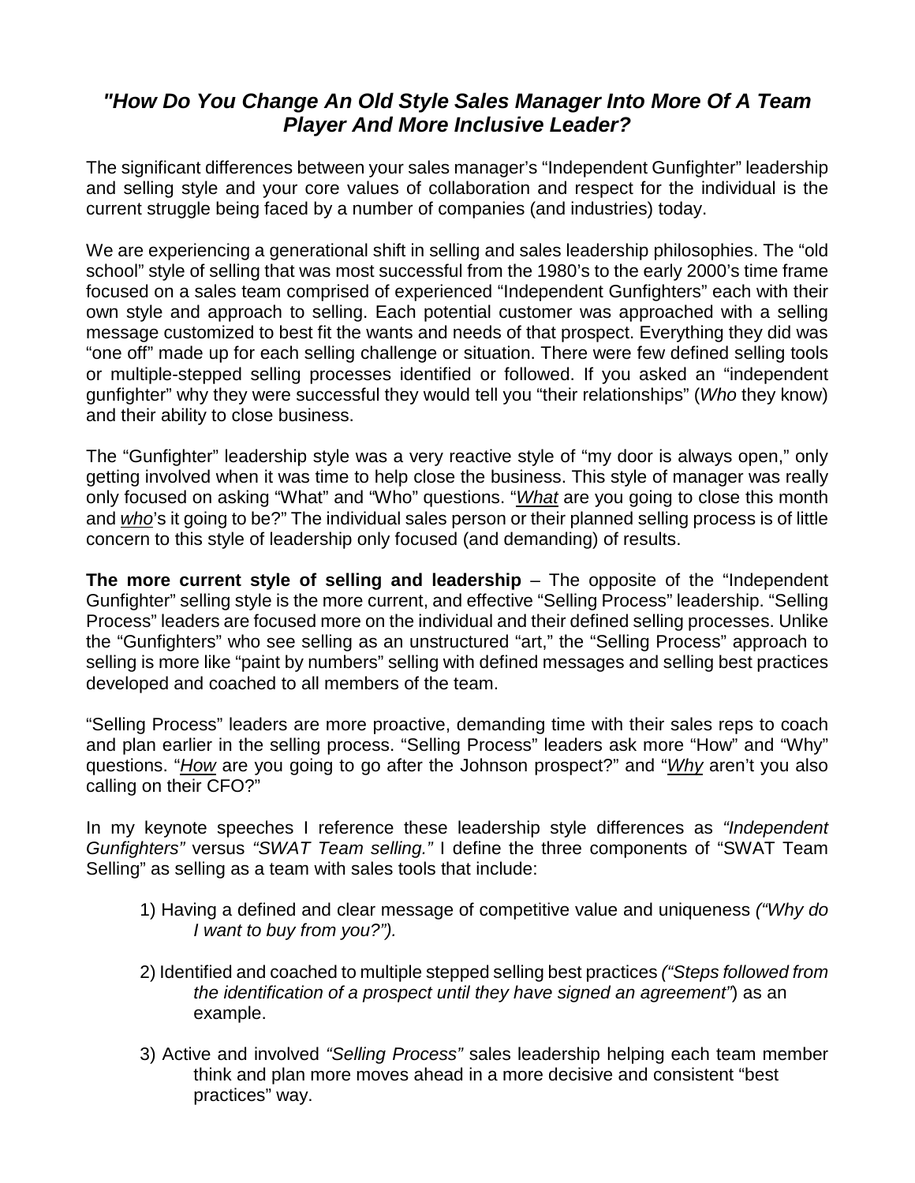## *"How Do You Change An Old Style Sales Manager Into More Of A Team Player And More Inclusive Leader?*

The significant differences between your sales manager's "Independent Gunfighter" leadership and selling style and your core values of collaboration and respect for the individual is the current struggle being faced by a number of companies (and industries) today.

We are experiencing a generational shift in selling and sales leadership philosophies. The "old school" style of selling that was most successful from the 1980's to the early 2000's time frame focused on a sales team comprised of experienced "Independent Gunfighters" each with their own style and approach to selling. Each potential customer was approached with a selling message customized to best fit the wants and needs of that prospect. Everything they did was "one off" made up for each selling challenge or situation. There were few defined selling tools or multiple-stepped selling processes identified or followed. If you asked an "independent gunfighter" why they were successful they would tell you "their relationships" (*Who* they know) and their ability to close business.

The "Gunfighter" leadership style was a very reactive style of "my door is always open," only getting involved when it was time to help close the business. This style of manager was really only focused on asking "What" and "Who" questions. "*<u>What</u>* are you going to close this month and *<u>who</u>*'s it going to be?" The individual sales person or their planned selling process is of little concern to this style of leadership only focused (and demanding) of results.

**The more current style of selling and leadership** – The opposite of the "Independent Gunfighter" selling style is the more current, and effective "Selling Process" leadership. "Selling Process" leaders are focused more on the individual and their defined selling processes. Unlike the "Gunfighters" who see selling as an unstructured "art," the "Selling Process" approach to selling is more like "paint by numbers" selling with defined messages and selling best practices developed and coached to all members of the team.

"Selling Process" leaders are more proactive, demanding time with their sales reps to coach and plan earlier in the selling process. "Selling Process" leaders ask more "How" and "Why" questions. "*<u>How</u>* are you going to go after the Johnson prospect?" and "*<u>Why</u>* aren't you also calling on their CFO?"

In my keynote speeches I reference these leadership style differences as *"Independent Gunfighters"* versus *"SWAT Team selling."* I define the three components of "SWAT Team Selling" as selling as a team with sales tools that include:

1) Having a defined and clear message of competitive value and uniqueness *("Why do I want to buy from you?").*

2) Identified and coached to multiple stepped selling best practices *("Steps followed from the identification of a prospect until they have signed an agreement"*) as an example.

3) Active and involved *"Selling Process"* sales leadership helping each team member think and plan more moves ahead in a more decisive and consistent "best practices" way.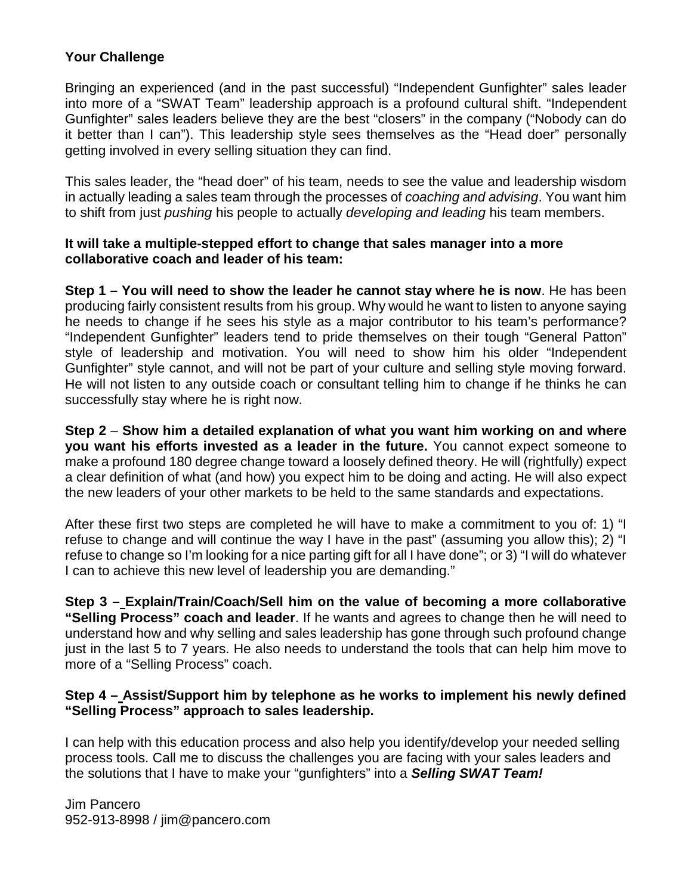**Your Challenge**

Bringing an experienced (and in the past successful) "Independent Gunfighter" sales leader into more of a "SWAT Team" leadership approach is a profound cultural shift. "Independent Gunfighter" sales leaders believe they are the best "closers" in the company ("Nobody can do it better than I can"). This leadership style sees themselves as the "Head doer" personally getting involved in every selling situation they can find.

This sales leader, the "head doer" of his team, needs to see the value and leadership wisdom in actually leading a sales team through the processes of *coaching and advising*. You want him to shift from just *pushing* his people to actually *developing and leading* his team members.

**It will take a multiple-stepped effort to change that sales manager into a more collaborative coach and leader of his team:**

**Step 1 – You will need to show the leader he cannot stay where he is now**. He has been producing fairly consistent results from his group. Why would he want to listen to anyone saying he needs to change if he sees his style as a major contributor to his team's performance? "Independent Gunfighter" leaders tend to pride themselves on their tough "General Patton" style of leadership and motivation. You will need to show him his older "Independent Gunfighter" style cannot, and will not be part of your culture and selling style moving forward. He will not listen to any outside coach or consultant telling him to change if he thinks he can successfully stay where he is right now.

**Step 2** – **Show him a detailed explanation of what you want him working on and where you want his efforts invested as a leader in the future.** You cannot expect someone to make a profound 180 degree change toward a loosely defined theory. He will (rightfully) expect a clear definition of what (and how) you expect him to be doing and acting. He will also expect the new leaders of your other markets to be held to the same standards and expectations.

After these first two steps are completed he will have to make a commitment to you of: 1) "I refuse to change and will continue the way I have in the past" (assuming you allow this); 2) "I refuse to change so I'm looking for a nice parting gift for all I have done"; or 3) "I will do whatever I can to achieve this new level of leadership you are demanding."

**Step 3 – Explain/Train/Coach/Sell him on the value of becoming a more collaborative "Selling Process" coach and leader**. If he wants and agrees to change then he will need to understand how and why selling and sales leadership has gone through such profound change just in the last 5 to 7 years. He also needs to understand the tools that can help him move to more of a "Selling Process" coach.

**Step 4 – Assist/Support him by telephone as he works to implement his newly defined "Selling Process" approach to sales leadership.**

I can help with this education process and also help you identify/develop your needed selling process tools. Call me to discuss the challenges you are facing with your sales leaders and the solutions that I have to make your "gunfighters" into a ***Selling SWAT Team!***

Jim Pancero
952-913-8998 / jim@pancero.com